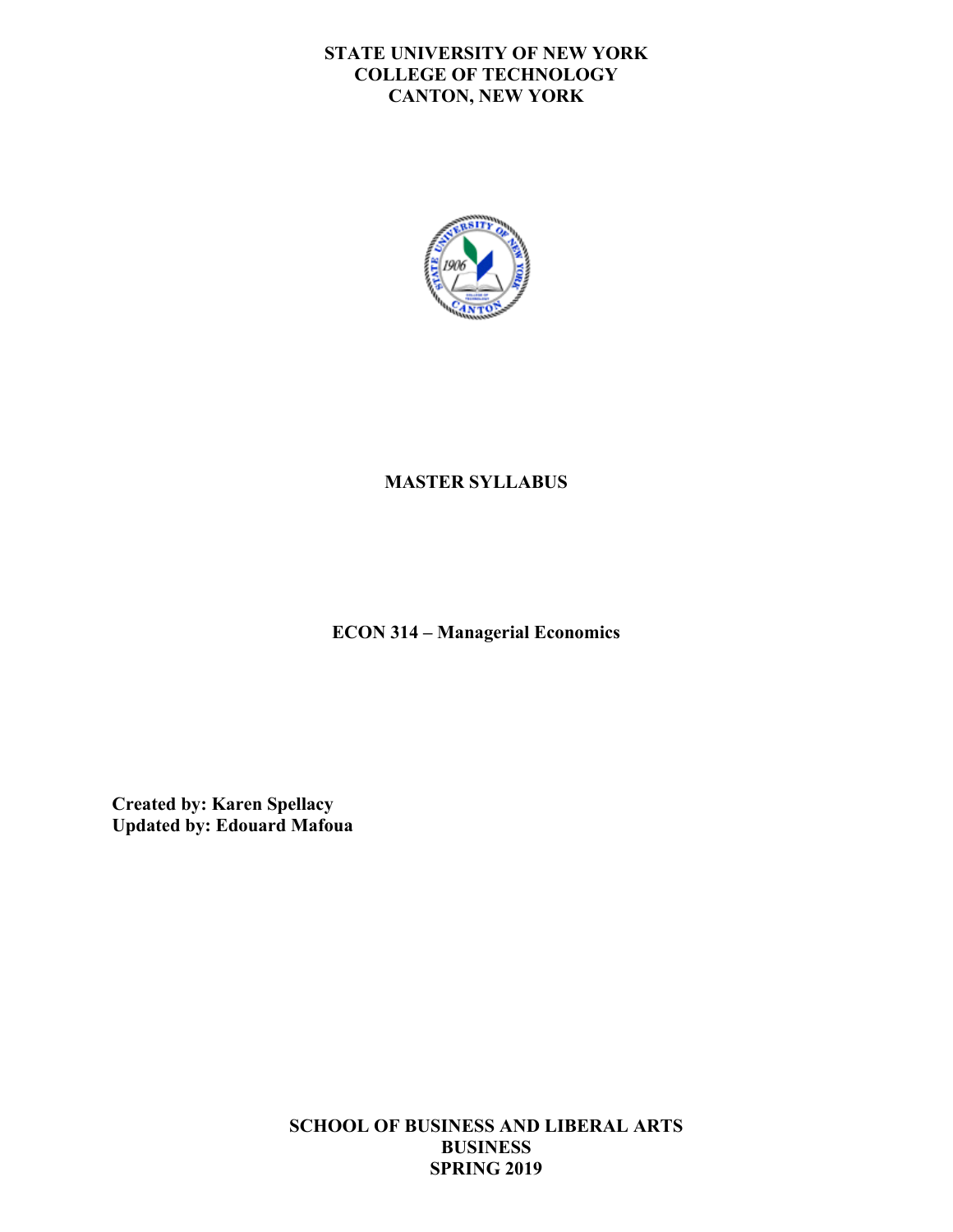**STATE UNIVERSITY OF NEW YORK**
**COLLEGE OF TECHNOLOGY**
**CANTON, NEW YORK**

# MASTER SYLLABUS

## ECON 314 – Managerial Economics

**Created by: Karen Spellacy**
**Updated by: Edouard Mafoua**

**SCHOOL OF BUSINESS AND LIBERAL ARTS**
**BUSINESS**
**SPRING 2019**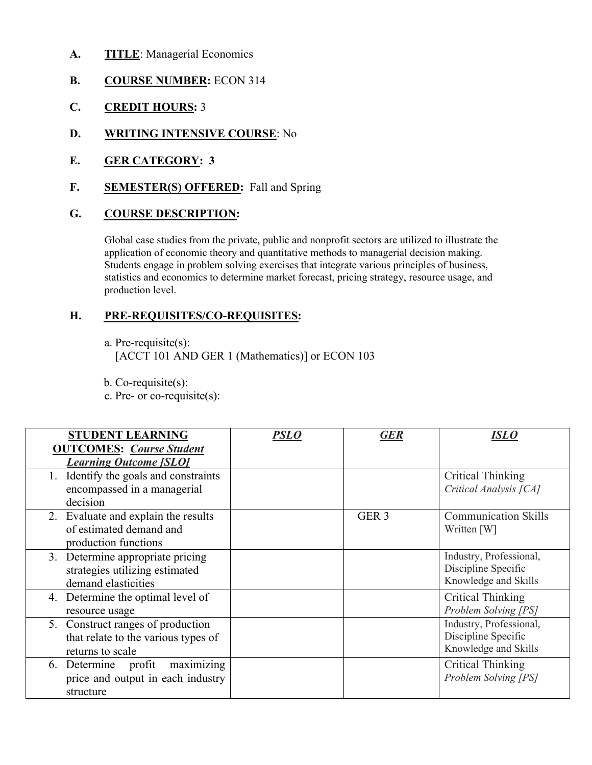**A.** **TITLE**: Managerial Economics

**B.** **COURSE NUMBER:** ECON 314

**C.** **CREDIT HOURS:** 3

**D.** **WRITING INTENSIVE COURSE**: No

**E.** **GER CATEGORY: 3**

**F.** **SEMESTER(S) OFFERED:** Fall and Spring

**G.** **COURSE DESCRIPTION:**

Global case studies from the private, public and nonprofit sectors are utilized to illustrate the application of economic theory and quantitative methods to managerial decision making. Students engage in problem solving exercises that integrate various principles of business, statistics and economics to determine market forecast, pricing strategy, resource usage, and production level.

**H.** **PRE-REQUISITES/CO-REQUISITES:**

a. Pre-requisite(s):
[ACCT 101 AND GER 1 (Mathematics)] or ECON 103

b. Co-requisite(s):

c. Pre- or co-requisite(s):

| **STUDENT LEARNING OUTCOMES:** ***Course Student Learning Outcome [SLO]*** | ***PSLO*** | ***GER*** | ***ISLO*** |
|---|---|---|---|
| 1. Identify the goals and constraints encompassed in a managerial decision | | | Critical Thinking *Critical Analysis [CA]* |
| 2. Evaluate and explain the results of estimated demand and production functions | | GER 3 | Communication Skills Written [W] |
| 3. Determine appropriate pricing strategies utilizing estimated demand elasticities | | | Industry, Professional, Discipline Specific Knowledge and Skills |
| 4. Determine the optimal level of resource usage | | | Critical Thinking *Problem Solving [PS]* |
| 5. Construct ranges of production that relate to the various types of returns to scale | | | Industry, Professional, Discipline Specific Knowledge and Skills |
| 6. Determine profit maximizing price and output in each industry structure | | | Critical Thinking *Problem Solving [PS]* |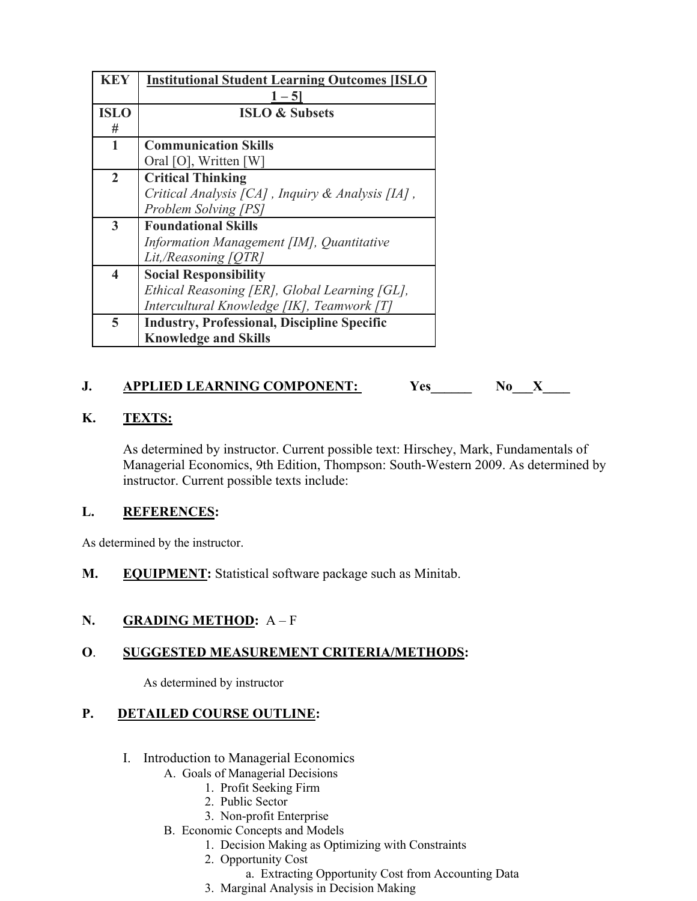| KEY | Institutional Student Learning Outcomes [ISLO 1 – 5] |
|---|---|
| **ISLO #** | **ISLO & Subsets** |
| **1** | **Communication Skills**<br>Oral [O], Written [W] |
| **2** | **Critical Thinking**<br>*Critical Analysis [CA] , Inquiry & Analysis [IA] , Problem Solving [PS]* |
| **3** | **Foundational Skills**<br>*Information Management [IM], Quantitative Lit,/Reasoning [QTR]* |
| **4** | **Social Responsibility**<br>*Ethical Reasoning [ER], Global Learning [GL], Intercultural Knowledge [IK], Teamwork [T]* |
| **5** | **Industry, Professional, Discipline Specific Knowledge and Skills** |

**J. APPLIED LEARNING COMPONENT:** **Yes______ No___X____**

**K. TEXTS:**

As determined by instructor. Current possible text: Hirschey, Mark, Fundamentals of Managerial Economics, 9th Edition, Thompson: South-Western 2009. As determined by instructor. Current possible texts include:

**L. REFERENCES:**

As determined by the instructor.

**M. EQUIPMENT:** Statistical software package such as Minitab.

**N. GRADING METHOD:** A – F

**O. SUGGESTED MEASUREMENT CRITERIA/METHODS:**

As determined by instructor

**P. DETAILED COURSE OUTLINE:**

I. Introduction to Managerial Economics
   A. Goals of Managerial Decisions
      1. Profit Seeking Firm
      2. Public Sector
      3. Non-profit Enterprise
   B. Economic Concepts and Models
      1. Decision Making as Optimizing with Constraints
      2. Opportunity Cost
         a. Extracting Opportunity Cost from Accounting Data
      3. Marginal Analysis in Decision Making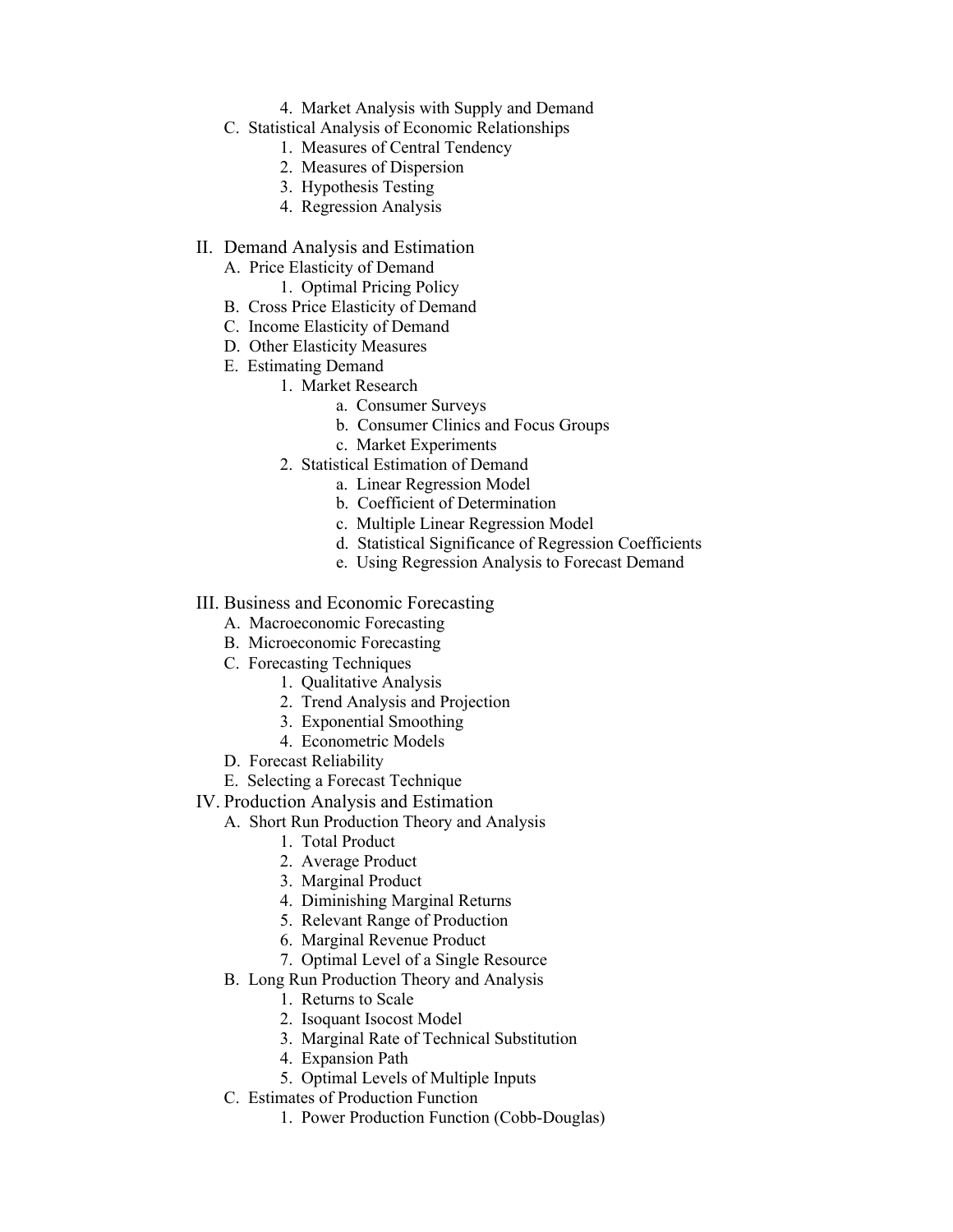4. Market Analysis with Supply and Demand

C. Statistical Analysis of Economic Relationships
   1. Measures of Central Tendency
   2. Measures of Dispersion
   3. Hypothesis Testing
   4. Regression Analysis

II. Demand Analysis and Estimation

A. Price Elasticity of Demand
   1. Optimal Pricing Policy

B. Cross Price Elasticity of Demand

C. Income Elasticity of Demand

D. Other Elasticity Measures

E. Estimating Demand
   1. Market Research
      a. Consumer Surveys
      b. Consumer Clinics and Focus Groups
      c. Market Experiments
   2. Statistical Estimation of Demand
      a. Linear Regression Model
      b. Coefficient of Determination
      c. Multiple Linear Regression Model
      d. Statistical Significance of Regression Coefficients
      e. Using Regression Analysis to Forecast Demand

III. Business and Economic Forecasting

A. Macroeconomic Forecasting

B. Microeconomic Forecasting

C. Forecasting Techniques
   1. Qualitative Analysis
   2. Trend Analysis and Projection
   3. Exponential Smoothing
   4. Econometric Models

D. Forecast Reliability

E. Selecting a Forecast Technique

IV. Production Analysis and Estimation

A. Short Run Production Theory and Analysis
   1. Total Product
   2. Average Product
   3. Marginal Product
   4. Diminishing Marginal Returns
   5. Relevant Range of Production
   6. Marginal Revenue Product
   7. Optimal Level of a Single Resource

B. Long Run Production Theory and Analysis
   1. Returns to Scale
   2. Isoquant Isocost Model
   3. Marginal Rate of Technical Substitution
   4. Expansion Path
   5. Optimal Levels of Multiple Inputs

C. Estimates of Production Function
   1. Power Production Function (Cobb-Douglas)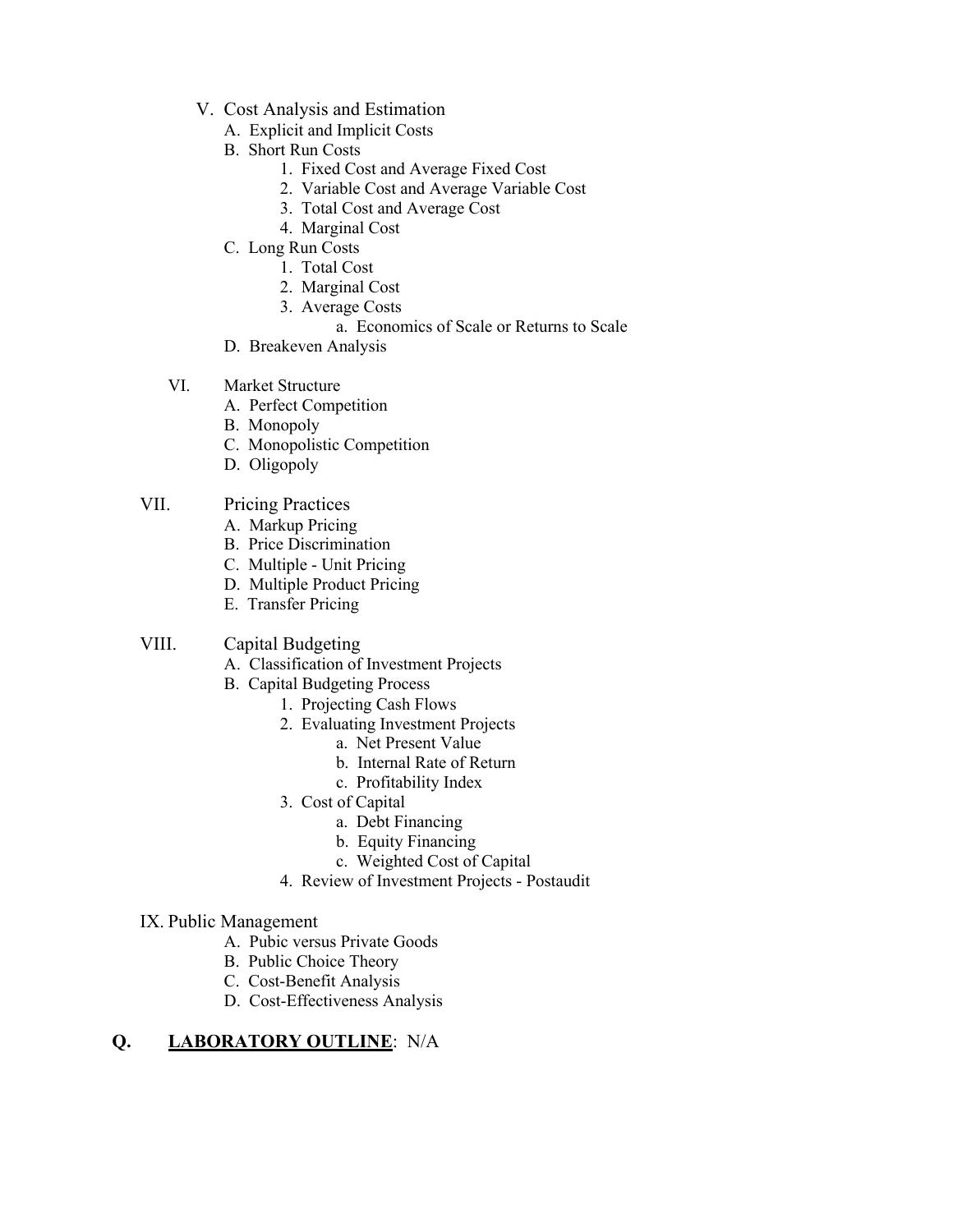V. Cost Analysis and Estimation
   A. Explicit and Implicit Costs
   B. Short Run Costs
      1. Fixed Cost and Average Fixed Cost
      2. Variable Cost and Average Variable Cost
      3. Total Cost and Average Cost
      4. Marginal Cost
   C. Long Run Costs
      1. Total Cost
      2. Marginal Cost
      3. Average Costs
         a. Economics of Scale or Returns to Scale
   D. Breakeven Analysis

VI. Market Structure
   A. Perfect Competition
   B. Monopoly
   C. Monopolistic Competition
   D. Oligopoly

VII. Pricing Practices
   A. Markup Pricing
   B. Price Discrimination
   C. Multiple - Unit Pricing
   D. Multiple Product Pricing
   E. Transfer Pricing

VIII. Capital Budgeting
   A. Classification of Investment Projects
   B. Capital Budgeting Process
      1. Projecting Cash Flows
      2. Evaluating Investment Projects
         a. Net Present Value
         b. Internal Rate of Return
         c. Profitability Index
      3. Cost of Capital
         a. Debt Financing
         b. Equity Financing
         c. Weighted Cost of Capital
      4. Review of Investment Projects - Postaudit

IX. Public Management
   A. Pubic versus Private Goods
   B. Public Choice Theory
   C. Cost-Benefit Analysis
   D. Cost-Effectiveness Analysis

**Q. <u>LABORATORY OUTLINE</u>**: N/A